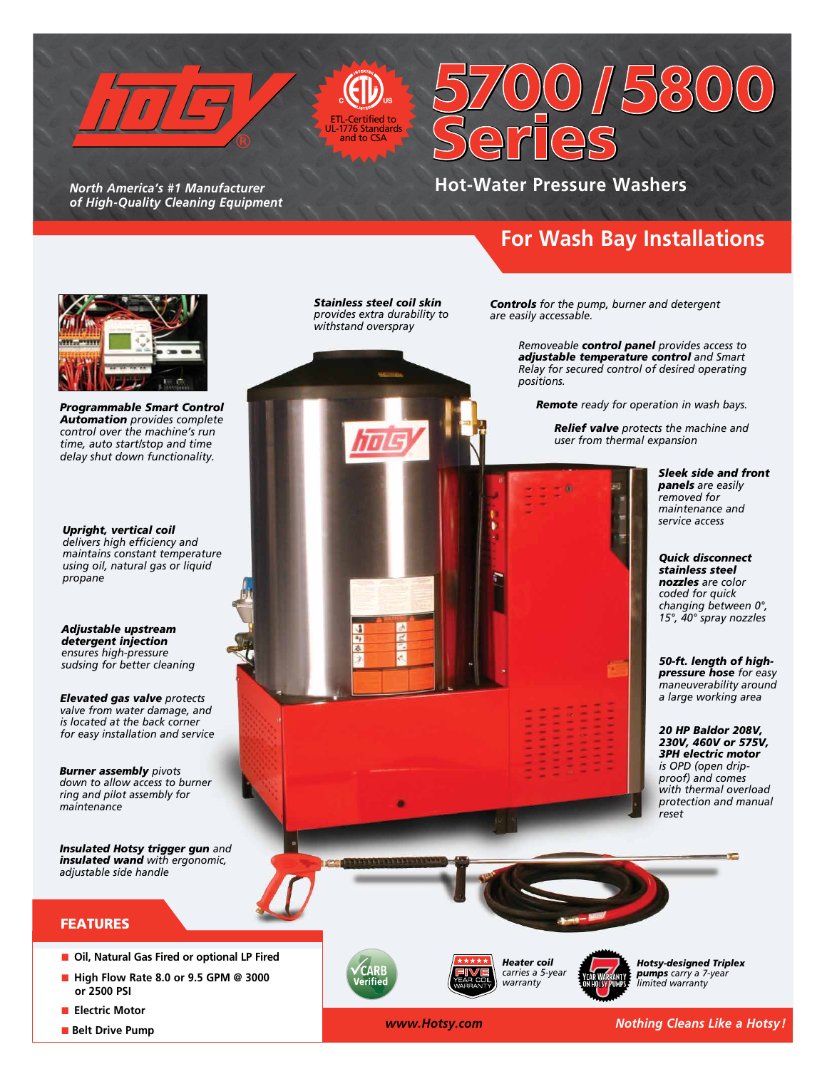# Hotsy 5700 / 5800 Series

ETL-Certified to UL-1776 Standards and to CSA

*North America's #1 Manufacturer of High-Quality Cleaning Equipment*

## Hot-Water Pressure Washers

## For Wash Bay Installations

***Programmable Smart Control Automation*** *provides complete control over the machine's run time, auto start/stop and time delay shut down functionality.*

***Upright, vertical coil*** *delivers high efficiency and maintains constant temperature using oil, natural gas or liquid propane*

***Adjustable upstream detergent injection*** *ensures high-pressure sudsing for better cleaning*

***Elevated gas valve*** *protects valve from water damage, and is located at the back corner for easy installation and service*

***Burner assembly*** *pivots down to allow access to burner ring and pilot assembly for maintenance*

***Insulated Hotsy trigger gun*** *and* ***insulated wand*** *with ergonomic, adjustable side handle*

***Stainless steel coil skin*** *provides extra durability to withstand overspray*

***Controls*** *for the pump, burner and detergent are easily accessable.*

*Removeable* ***control panel*** *provides access to* ***adjustable temperature control*** *and Smart Relay for secured control of desired operating positions.*

***Remote*** *ready for operation in wash bays.*

***Relief valve*** *protects the machine and user from thermal expansion*

***Sleek side and front panels*** *are easily removed for maintenance and service access*

***Quick disconnect stainless steel nozzles*** *are color coded for quick changing between 0°, 15°, 40° spray nozzles*

***50-ft. length of high-pressure hose*** *for easy maneuverability around a large working area*

***20 HP Baldor 208V, 230V, 460V or 575V, 3PH electric motor*** *is OPD (open drip-proof) and comes with thermal overload protection and manual reset*

## FEATURES

- **Oil, Natural Gas Fired or optional LP Fired**
- **High Flow Rate 8.0 or 9.5 GPM @ 3000 or 2500 PSI**
- **Electric Motor**
- **Belt Drive Pump**

CARB Verified

***Heater coil*** *carries a 5-year warranty*

***Hotsy-designed Triplex pumps*** *carry a 7-year limited warranty*

*www.Hotsy.com*

***Nothing Cleans Like a Hotsy!***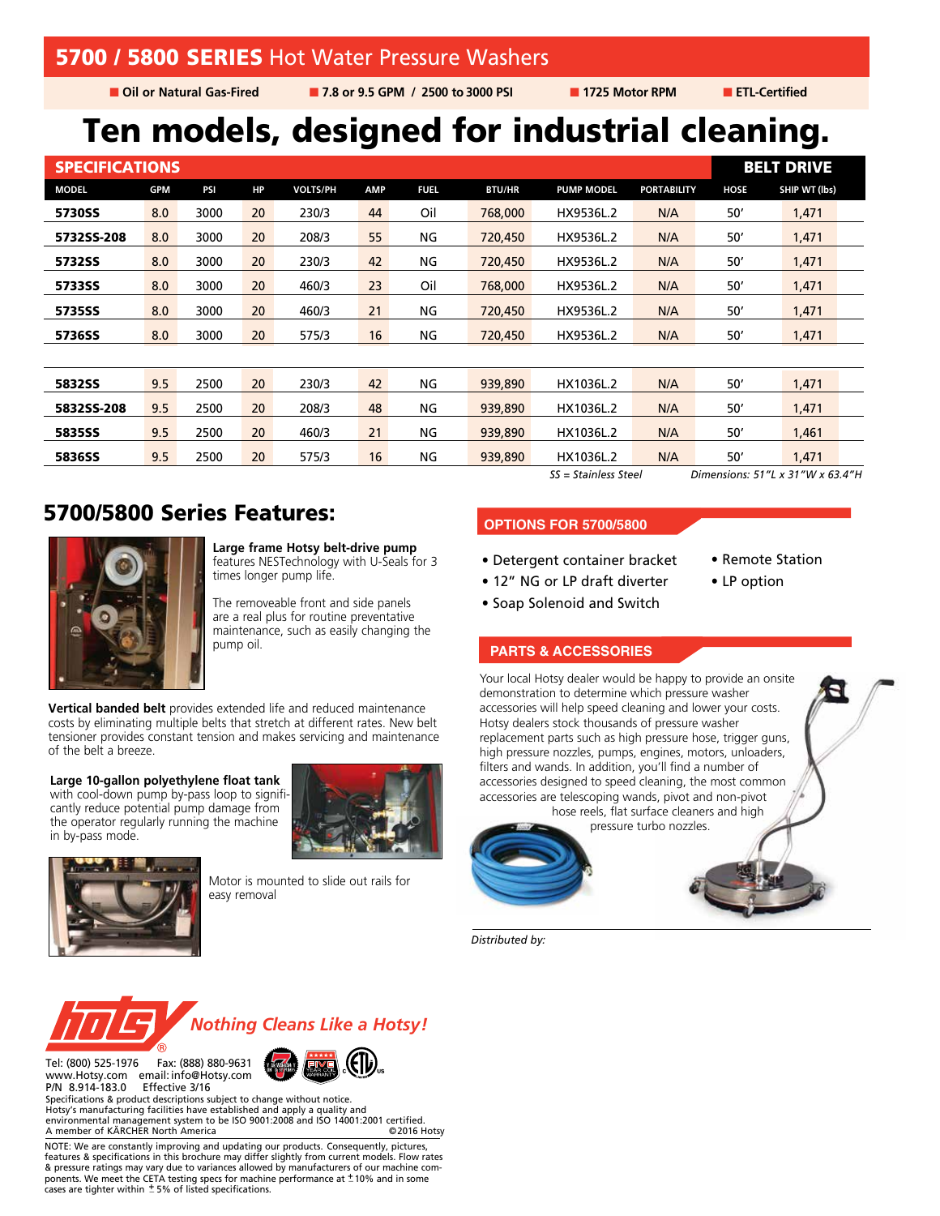# 5700 / 5800 SERIES Hot Water Pressure Washers

■ Oil or Natural Gas-Fired ■ 7.8 or 9.5 GPM / 2500 to 3000 PSI ■ 1725 Motor RPM ■ ETL-Certified

# Ten models, designed for industrial cleaning.

## SPECIFICATIONS

| MODEL | GPM | PSI | HP | VOLTS/PH | AMP | FUEL | BTU/HR | PUMP MODEL | PORTABILITY | HOSE | SHIP WT (lbs) |
|---|---|---|---|---|---|---|---|---|---|---|---|
| | | | | | | | | | BELT DRIVE | | |
| **5730SS** | 8.0 | 3000 | 20 | 230/3 | 44 | Oil | 768,000 | HX9536L.2 | N/A | 50' | 1,471 |
| **5732SS-208** | 8.0 | 3000 | 20 | 208/3 | 55 | NG | 720,450 | HX9536L.2 | N/A | 50' | 1,471 |
| **5732SS** | 8.0 | 3000 | 20 | 230/3 | 42 | NG | 720,450 | HX9536L.2 | N/A | 50' | 1,471 |
| **5733SS** | 8.0 | 3000 | 20 | 460/3 | 23 | Oil | 768,000 | HX9536L.2 | N/A | 50' | 1,471 |
| **5735SS** | 8.0 | 3000 | 20 | 460/3 | 21 | NG | 720,450 | HX9536L.2 | N/A | 50' | 1,471 |
| **5736SS** | 8.0 | 3000 | 20 | 575/3 | 16 | NG | 720,450 | HX9536L.2 | N/A | 50' | 1,471 |
| **5832SS** | 9.5 | 2500 | 20 | 230/3 | 42 | NG | 939,890 | HX1036L.2 | N/A | 50' | 1,471 |
| **5832SS-208** | 9.5 | 2500 | 20 | 208/3 | 48 | NG | 939,890 | HX1036L.2 | N/A | 50' | 1,471 |
| **5835SS** | 9.5 | 2500 | 20 | 460/3 | 21 | NG | 939,890 | HX1036L.2 | N/A | 50' | 1,461 |
| **5836SS** | 9.5 | 2500 | 20 | 575/3 | 16 | NG | 939,890 | HX1036L.2 | N/A | 50' | 1,471 |

*SS = Stainless Steel* *Dimensions: 51"L x 31"W x 63.4"H*

## 5700/5800 Series Features:

**Large frame Hotsy belt-drive pump** features NESTechnology with U-Seals for 3 times longer pump life.

The removeable front and side panels are a real plus for routine preventative maintenance, such as easily changing the pump oil.

**Vertical banded belt** provides extended life and reduced maintenance costs by eliminating multiple belts that stretch at different rates. New belt tensioner provides constant tension and makes servicing and maintenance of the belt a breeze.

**Large 10-gallon polyethylene float tank** with cool-down pump by-pass loop to significantly reduce potential pump damage from the operator regularly running the machine in by-pass mode.

Motor is mounted to slide out rails for easy removal

## OPTIONS FOR 5700/5800

- Detergent container bracket
- 12" NG or LP draft diverter
- Soap Solenoid and Switch
- Remote Station
- LP option

## PARTS & ACCESSORIES

Your local Hotsy dealer would be happy to provide an onsite demonstration to determine which pressure washer accessories will help speed cleaning and lower your costs. Hotsy dealers stock thousands of pressure washer replacement parts such as high pressure hose, trigger guns, high pressure nozzles, pumps, engines, motors, unloaders, filters and wands. In addition, you'll find a number of accessories designed to speed cleaning, the most common accessories are telescoping wands, pivot and non-pivot hose reels, flat surface cleaners and high pressure turbo nozzles.

*Distributed by:*

hotsy® *Nothing Cleans Like a Hotsy!*

Tel: (800) 525-1976 Fax: (888) 880-9631
www.Hotsy.com email: info@Hotsy.com
P/N 8.914-183.0 Effective 3/16

Specifications & product descriptions subject to change without notice.
Hotsy's manufacturing facilities have established and apply a quality and environmental management system to be ISO 9001:2008 and ISO 14001:2001 certified.
A member of KÄRCHER North America ©2016 Hotsy

NOTE: We are constantly improving and updating our products. Consequently, pictures, features & specifications in this brochure may differ slightly from current models. Flow rates & pressure ratings may vary due to variances allowed by manufacturers of our machine components. We meet the CETA testing specs for machine performance at ±10% and in some cases are tighter within ±5% of listed specifications.